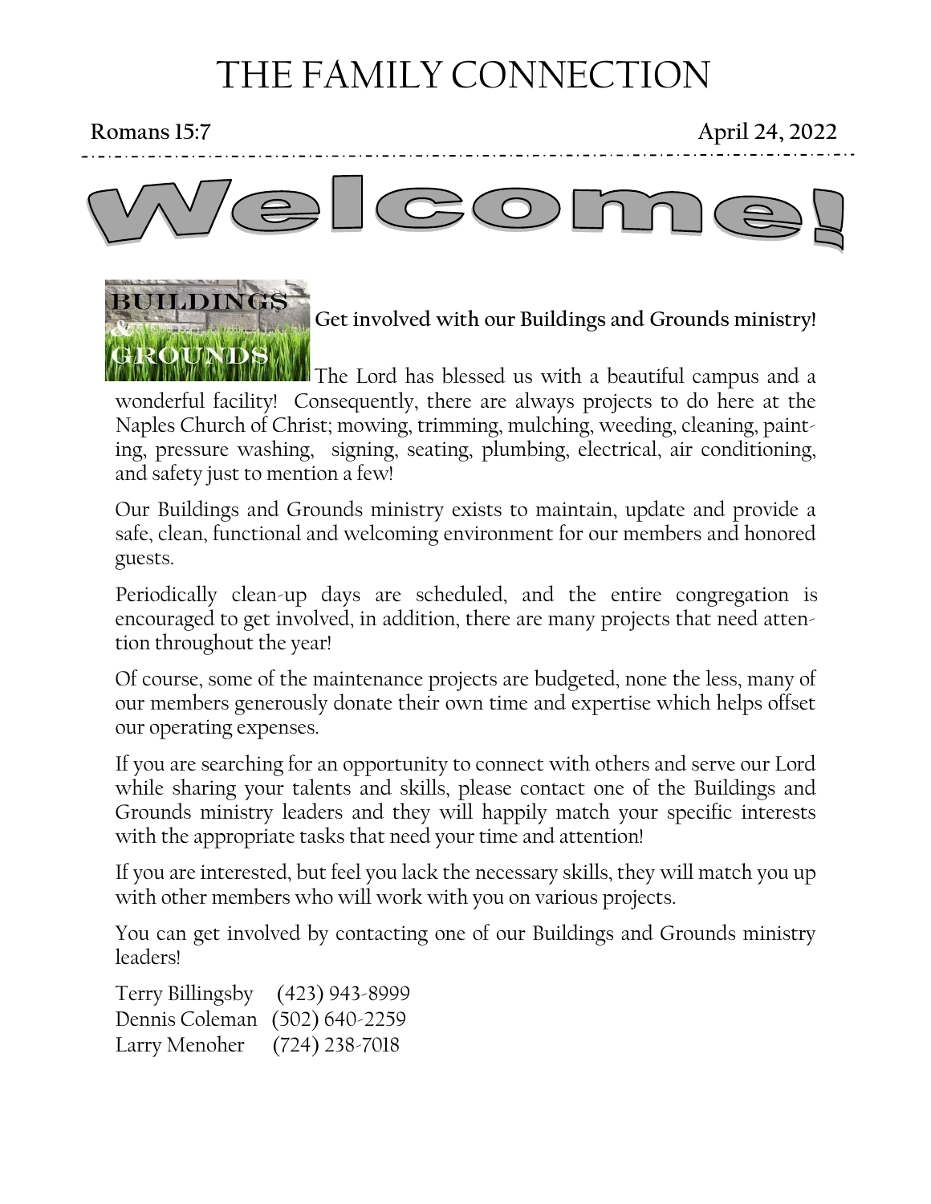# THE FAMILY CONNECTION

**Romans 15:7** **April 24, 2022**

# Welcome!

**Get involved with our Buildings and Grounds ministry!**

The Lord has blessed us with a beautiful campus and a wonderful facility! Consequently, there are always projects to do here at the Naples Church of Christ; mowing, trimming, mulching, weeding, cleaning, painting, pressure washing, signing, seating, plumbing, electrical, air conditioning, and safety just to mention a few!

Our Buildings and Grounds ministry exists to maintain, update and provide a safe, clean, functional and welcoming environment for our members and honored guests.

Periodically clean-up days are scheduled, and the entire congregation is encouraged to get involved, in addition, there are many projects that need attention throughout the year!

Of course, some of the maintenance projects are budgeted, none the less, many of our members generously donate their own time and expertise which helps offset our operating expenses.

If you are searching for an opportunity to connect with others and serve our Lord while sharing your talents and skills, please contact one of the Buildings and Grounds ministry leaders and they will happily match your specific interests with the appropriate tasks that need your time and attention!

If you are interested, but feel you lack the necessary skills, they will match you up with other members who will work with you on various projects.

You can get involved by contacting one of our Buildings and Grounds ministry leaders!

Terry Billingsby (423) 943-8999
Dennis Coleman (502) 640-2259
Larry Menoher (724) 238-7018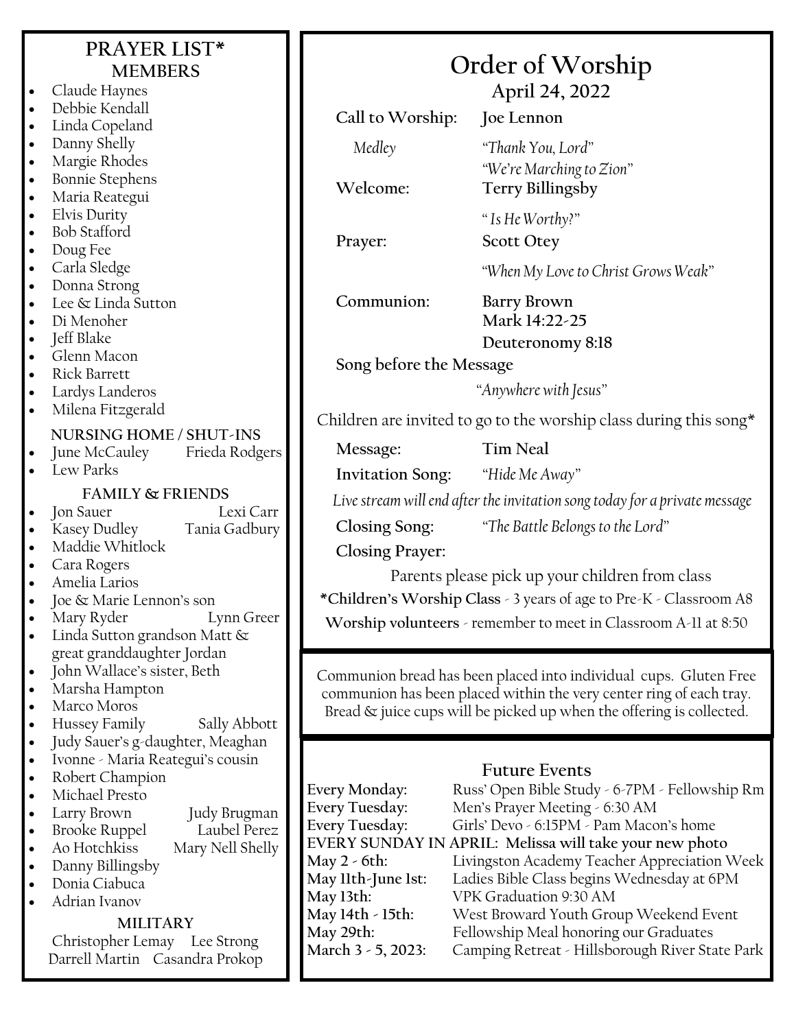## PRAYER LIST*

### MEMBERS

- Claude Haynes
- Debbie Kendall
- Linda Copeland
- Danny Shelly
- Margie Rhodes
- Bonnie Stephens
- Maria Reategui
- Elvis Durity
- Bob Stafford
- Doug Fee
- Carla Sledge
- Donna Strong
- Lee & Linda Sutton
- Di Menoher
- Jeff Blake
- Glenn Macon
- Rick Barrett
- Lardys Landeros
- Milena Fitzgerald

### NURSING HOME / SHUT-INS

- June McCauley — Frieda Rodgers
- Lew Parks

### FAMILY & FRIENDS

- Jon Sauer — Lexi Carr
- Kasey Dudley — Tania Gadbury
- Maddie Whitlock
- Cara Rogers
- Amelia Larios
- Joe & Marie Lennon's son
- Mary Ryder — Lynn Greer
- Linda Sutton grandson Matt & great granddaughter Jordan
- John Wallace's sister, Beth
- Marsha Hampton
- Marco Moros
- Hussey Family — Sally Abbott
- Judy Sauer's g-daughter, Meaghan
- Ivonne - Maria Reategui's cousin
- Robert Champion
- Michael Presto
- Larry Brown — Judy Brugman
- Brooke Ruppel — Laubel Perez
- Ao Hotchkiss — Mary Nell Shelly
- Danny Billingsby
- Donia Ciabuca
- Adrian Ivanov

### MILITARY

Christopher Lemay — Lee Strong
Darrell Martin — Casandra Prokop

# Order of Worship

## April 24, 2022

**Call to Worship:** **Joe Lennon**

*Medley* — *"Thank You, Lord"*
*"We're Marching to Zion"*

**Welcome:** **Terry Billingsby**

*" Is He Worthy?"*

**Prayer:** **Scott Otey**

*"When My Love to Christ Grows Weak"*

**Communion:** **Barry Brown**
**Mark 14:22-25**
**Deuteronomy 8:18**

**Song before the Message**

*"Anywhere with Jesus"*

Children are invited to go to the worship class during this song*

**Message:** **Tim Neal**

**Invitation Song:** *"Hide Me Away"*

*Live stream will end after the invitation song today for a private message*

**Closing Song:** *"The Battle Belongs to the Lord"*

**Closing Prayer:**

Parents please pick up your children from class

***Children's Worship Class** - 3 years of age to Pre-K - Classroom A8

**Worship volunteers** - remember to meet in Classroom A-11 at 8:50

Communion bread has been placed into individual cups. Gluten Free communion has been placed within the very center ring of each tray. Bread & juice cups will be picked up when the offering is collected.

## Future Events

**Every Monday:** Russ' Open Bible Study - 6-7PM - Fellowship Rm
**Every Tuesday:** Men's Prayer Meeting - 6:30 AM
**Every Tuesday:** Girls' Devo - 6:15PM - Pam Macon's home
**EVERY SUNDAY IN APRIL: Melissa will take your new photo**
**May 2 - 6th:** Livingston Academy Teacher Appreciation Week
**May 11th-June 1st:** Ladies Bible Class begins Wednesday at 6PM
**May 13th:** VPK Graduation 9:30 AM
**May 14th - 15th:** West Broward Youth Group Weekend Event
**May 29th:** Fellowship Meal honoring our Graduates
**March 3 - 5, 2023:** Camping Retreat - Hillsborough River State Park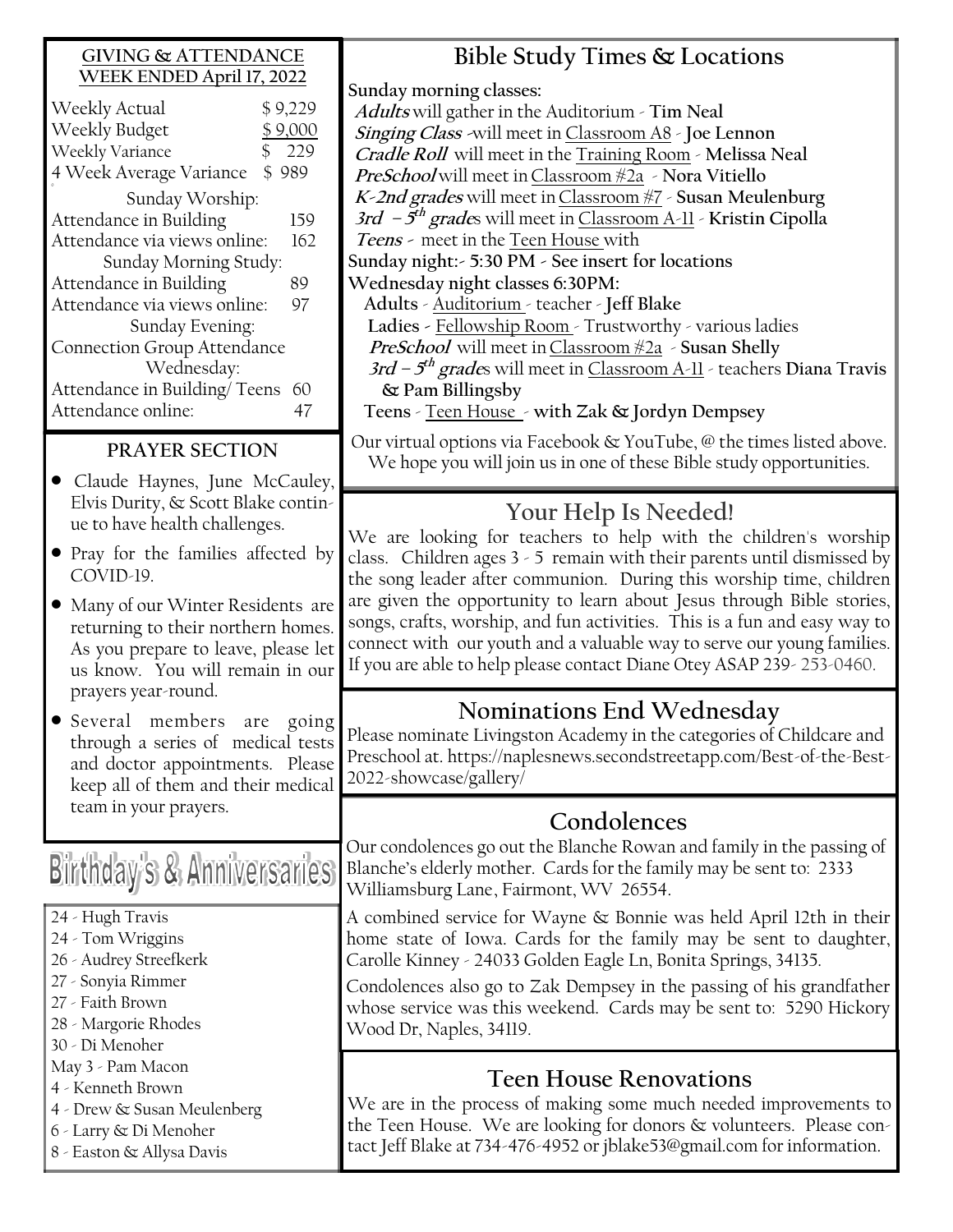## GIVING & ATTENDANCE WEEK ENDED April 17, 2022

| | |
|---|---|
| Weekly Actual | $ 9,229 |
| Weekly Budget | $ 9,000 |
| Weekly Variance | $ 229 |
| 4 Week Average Variance | $ 989 |

Sunday Worship:

| | |
|---|---|
| Attendance in Building | 159 |
| Attendance via views online: | 162 |

Sunday Morning Study:

| | |
|---|---|
| Attendance in Building | 89 |
| Attendance via views online: | 97 |

Sunday Evening:

Connection Group Attendance

Wednesday:

| | |
|---|---|
| Attendance in Building/ Teens | 60 |
| Attendance online: | 47 |

## PRAYER SECTION

- Claude Haynes, June McCauley, Elvis Durity, & Scott Blake continue to have health challenges.
- Pray for the families affected by COVID-19.
- Many of our Winter Residents are returning to their northern homes. As you prepare to leave, please let us know. You will remain in our prayers year-round.
- Several members are going through a series of medical tests and doctor appointments. Please keep all of them and their medical team in your prayers.

## Birthday's & Anniversaries

24 - Hugh Travis
24 - Tom Wriggins
26 - Audrey Streefkerk
27 - Sonyia Rimmer
27 - Faith Brown
28 - Margorie Rhodes
30 - Di Menoher
May 3 - Pam Macon
4 - Kenneth Brown
4 - Drew & Susan Meulenberg
6 - Larry & Di Menoher
8 - Easton & Allysa Davis

## Bible Study Times & Locations

**Sunday morning classes:**

***Adults*** will gather in the Auditorium - **Tim Neal**
***Singing Class*** -will meet in Classroom A8 - **Joe Lennon**
***Cradle Roll*** will meet in the Training Room - **Melissa Neal**
***PreSchool*** will meet in Classroom #2a - **Nora Vitiello**
***K-2nd grades*** will meet in Classroom #7 - **Susan Meulenburg**
***3rd – 5th grades*** will meet in Classroom A-11 - **Kristin Cipolla**
***Teens*** - meet in the Teen House with

**Sunday night:- 5:30 PM - See insert for locations**

**Wednesday night classes 6:30PM:**

**Adults** - Auditorium - teacher - **Jeff Blake**
**Ladies** - Fellowship Room - Trustworthy - various ladies
***PreSchool*** will meet in Classroom #2a - **Susan Shelly**
***3rd – 5th grades*** will meet in Classroom A-11 - teachers **Diana Travis & Pam Billingsby**
**Teens** - Teen House - **with Zak & Jordyn Dempsey**

Our virtual options via Facebook & YouTube, @ the times listed above. We hope you will join us in one of these Bible study opportunities.

## Your Help Is Needed!

We are looking for teachers to help with the children's worship class. Children ages 3 - 5 remain with their parents until dismissed by the song leader after communion. During this worship time, children are given the opportunity to learn about Jesus through Bible stories, songs, crafts, worship, and fun activities. This is a fun and easy way to connect with our youth and a valuable way to serve our young families. If you are able to help please contact Diane Otey ASAP 239- 253-0460.

## Nominations End Wednesday

Please nominate Livingston Academy in the categories of Childcare and Preschool at. https://naplesnews.secondstreetapp.com/Best-of-the-Best-2022-showcase/gallery/

## Condolences

Our condolences go out the Blanche Rowan and family in the passing of Blanche's elderly mother. Cards for the family may be sent to: 2333 Williamsburg Lane, Fairmont, WV 26554.

A combined service for Wayne & Bonnie was held April 12th in their home state of Iowa. Cards for the family may be sent to daughter, Carolle Kinney - 24033 Golden Eagle Ln, Bonita Springs, 34135.

Condolences also go to Zak Dempsey in the passing of his grandfather whose service was this weekend. Cards may be sent to: 5290 Hickory Wood Dr, Naples, 34119.

## Teen House Renovations

We are in the process of making some much needed improvements to the Teen House. We are looking for donors & volunteers. Please contact Jeff Blake at 734-476-4952 or jblake53@gmail.com for information.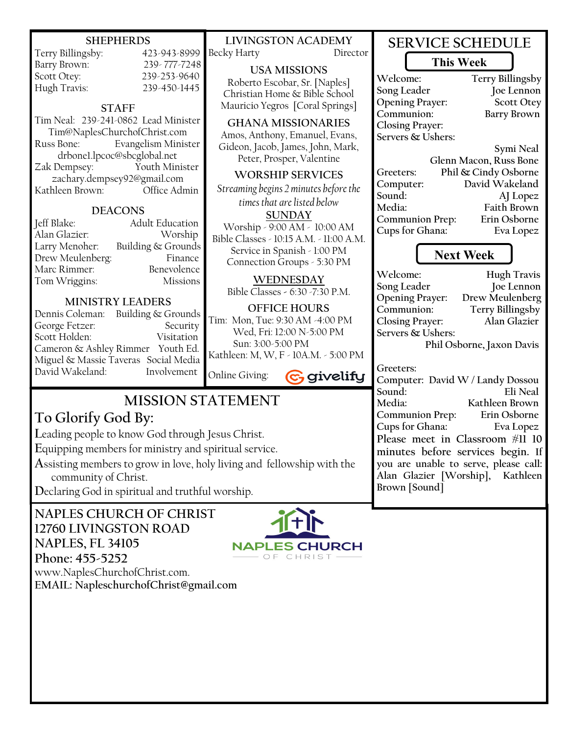## SHEPHERDS

Terry Billingsby: 423-943-8999
Barry Brown: 239- 777-7248
Scott Otey: 239-253-9640
Hugh Travis: 239-450-1445

## STAFF

Tim Neal: 239-241-0862 Lead Minister
Tim@NaplesChurchofChrist.com
Russ Bone: Evangelism Minister
drbone1.lpcoc@sbcglobal.net
Zak Dempsey: Youth Minister
zachary.dempsey92@gmail.com
Kathleen Brown: Office Admin

## DEACONS

Jeff Blake: Adult Education
Alan Glazier: Worship
Larry Menoher: Building & Grounds
Drew Meulenberg: Finance
Marc Rimmer: Benevolence
Tom Wriggins: Missions

## MINISTRY LEADERS

Dennis Coleman: Building & Grounds
George Fetzer: Security
Scott Holden: Visitation
Cameron & Ashley Rimmer Youth Ed.
Miguel & Massie Taveras Social Media
David Wakeland: Involvement

## LIVINGSTON ACADEMY

Becky Harty Director

## USA MISSIONS

Roberto Escobar, Sr. [Naples]
Christian Home & Bible School
Mauricio Yegros [Coral Springs]

## GHANA MISSIONARIES

Amos, Anthony, Emanuel, Evans, Gideon, Jacob, James, John, Mark, Peter, Prosper, Valentine

## WORSHIP SERVICES

*Streaming begins 2 minutes before the times that are listed below*

**SUNDAY**

Worship - 9:00 AM - 10:00 AM
Bible Classes - 10:15 A.M. - 11:00 A.M.
Service in Spanish - 1:00 PM
Connection Groups - 5:30 PM

**WEDNESDAY**

Bible Classes - 6:30 -7:30 P.M.

## OFFICE HOURS

Tim: Mon, Tue: 9:30 AM -4:00 PM
Wed, Fri: 12:00 N-5:00 PM
Sun: 3:00-5:00 PM
Kathleen: M, W, F - 10A.M. - 5:00 PM

Online Giving: givelify

## SERVICE SCHEDULE

### This Week

Welcome: Terry Billingsby
Song Leader Joe Lennon
Opening Prayer: Scott Otey
Communion: Barry Brown
Closing Prayer:
Servers & Ushers: Symi Neal
Glenn Macon, Russ Bone
Greeters: Phil & Cindy Osborne
Computer: David Wakeland
Sound: AJ Lopez
Media: Faith Brown
Communion Prep: Erin Osborne
Cups for Ghana: Eva Lopez

### Next Week

Welcome: Hugh Travis
Song Leader Joe Lennon
Opening Prayer: Drew Meulenberg
Communion: Terry Billingsby
Closing Prayer: Alan Glazier
Servers & Ushers: Phil Osborne, Jaxon Davis
Greeters:
Computer: David W / Landy Dossou
Sound: Eli Neal
Media: Kathleen Brown
Communion Prep: Erin Osborne
Cups for Ghana: Eva Lopez

Please meet in Classroom #11 10 minutes before services begin. If you are unable to serve, please call: Alan Glazier [Worship], Kathleen Brown [Sound]

## MISSION STATEMENT

### To Glorify God By:

Leading people to know God through Jesus Christ.
Equipping members for ministry and spiritual service.
Assisting members to grow in love, holy living and fellowship with the community of Christ.
Declaring God in spiritual and truthful worship.

NAPLES CHURCH OF CHRIST
12760 LIVINGSTON ROAD
NAPLES, FL 34105
Phone: 455-5252
www.NaplesChurchofChrist.com.
EMAIL: NapleschurchofChrist@gmail.com

NAPLES CHURCH OF CHRIST